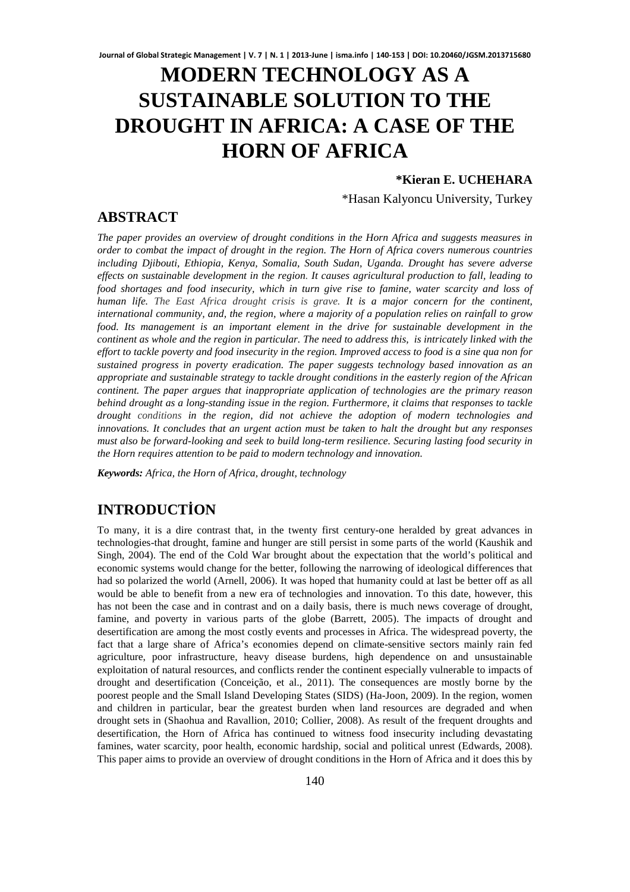# MODERN TECHNOLOGY AS A SUSTAINABLE SOLUTION TO THE DROUGHT IN AFRICA: A CASE OF THE HORN OF AFRICA

**\*Kieran E. UCHEHARA**

\*Hasan Kalyoncu University, Turkey

## ABSTRACT

*The paper provides an overview of drought conditions in the Horn Africa and suggests measures in order to combat the impact of drought in the region. The Horn of Africa covers numerous countries including Djibouti, Ethiopia, Kenya, Somalia, South Sudan, Uganda. Drought has severe adverse effects on sustainable development in the region. It causes agricultural production to fall, leading to food shortages and food insecurity, which in turn give rise to famine, water scarcity and loss of human life. The East Africa drought crisis is grave. It is a major concern for the continent, international community, and, the region, where a majority of a population relies on rainfall to grow food. Its management is an important element in the drive for sustainable development in the continent as whole and the region in particular. The need to address this, is intricately linked with the effort to tackle poverty and food insecurity in the region. Improved access to food is a sine qua non for sustained progress in poverty eradication. The paper suggests technology based innovation as an appropriate and sustainable strategy to tackle drought conditions in the easterly region of the African continent. The paper argues that inappropriate application of technologies are the primary reason behind drought as a long-standing issue in the region. Furthermore, it claims that responses to tackle drought conditions in the region, did not achieve the adoption of modern technologies and innovations. It concludes that an urgent action must be taken to halt the drought but any responses must also be forward-looking and seek to build long-term resilience. Securing lasting food security in the Horn requires attention to be paid to modern technology and innovation.*

***Keywords:*** *Africa, the Horn of Africa, drought, technology*

## INTRODUCTİON

To many, it is a dire contrast that, in the twenty first century-one heralded by great advances in technologies-that drought, famine and hunger are still persist in some parts of the world (Kaushik and Singh, 2004). The end of the Cold War brought about the expectation that the world's political and economic systems would change for the better, following the narrowing of ideological differences that had so polarized the world (Arnell, 2006). It was hoped that humanity could at last be better off as all would be able to benefit from a new era of technologies and innovation. To this date, however, this has not been the case and in contrast and on a daily basis, there is much news coverage of drought, famine, and poverty in various parts of the globe (Barrett, 2005). The impacts of drought and desertification are among the most costly events and processes in Africa. The widespread poverty, the fact that a large share of Africa's economies depend on climate-sensitive sectors mainly rain fed agriculture, poor infrastructure, heavy disease burdens, high dependence on and unsustainable exploitation of natural resources, and conflicts render the continent especially vulnerable to impacts of drought and desertification (Conceição, et al., 2011). The consequences are mostly borne by the poorest people and the Small Island Developing States (SIDS) (Ha-Joon, 2009). In the region, women and children in particular, bear the greatest burden when land resources are degraded and when drought sets in (Shaohua and Ravallion, 2010; Collier, 2008). As result of the frequent droughts and desertification, the Horn of Africa has continued to witness food insecurity including devastating famines, water scarcity, poor health, economic hardship, social and political unrest (Edwards, 2008). This paper aims to provide an overview of drought conditions in the Horn of Africa and it does this by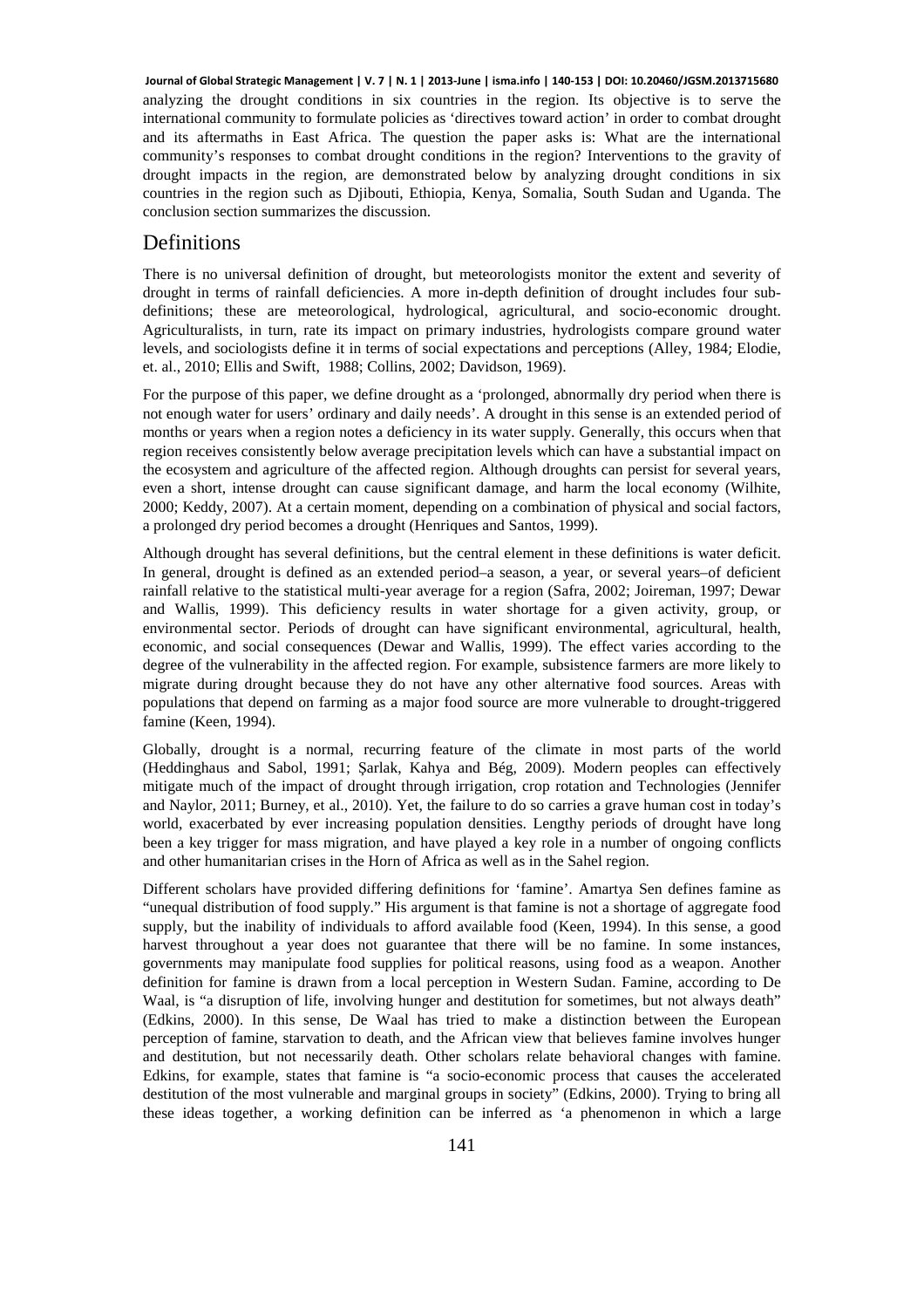analyzing the drought conditions in six countries in the region. Its objective is to serve the international community to formulate policies as 'directives toward action' in order to combat drought and its aftermaths in East Africa. The question the paper asks is: What are the international community's responses to combat drought conditions in the region? Interventions to the gravity of drought impacts in the region, are demonstrated below by analyzing drought conditions in six countries in the region such as Djibouti, Ethiopia, Kenya, Somalia, South Sudan and Uganda. The conclusion section summarizes the discussion.

## Definitions

There is no universal definition of drought, but meteorologists monitor the extent and severity of drought in terms of rainfall deficiencies. A more in-depth definition of drought includes four sub-definitions; these are meteorological, hydrological, agricultural, and socio-economic drought. Agriculturalists, in turn, rate its impact on primary industries, hydrologists compare ground water levels, and sociologists define it in terms of social expectations and perceptions (Alley, 1984; Elodie, et. al., 2010; Ellis and Swift, 1988; Collins, 2002; Davidson, 1969).

For the purpose of this paper, we define drought as a 'prolonged, abnormally dry period when there is not enough water for users' ordinary and daily needs'. A drought in this sense is an extended period of months or years when a region notes a deficiency in its water supply. Generally, this occurs when that region receives consistently below average precipitation levels which can have a substantial impact on the ecosystem and agriculture of the affected region. Although droughts can persist for several years, even a short, intense drought can cause significant damage, and harm the local economy (Wilhite, 2000; Keddy, 2007). At a certain moment, depending on a combination of physical and social factors, a prolonged dry period becomes a drought (Henriques and Santos, 1999).

Although drought has several definitions, but the central element in these definitions is water deficit. In general, drought is defined as an extended period–a season, a year, or several years–of deficient rainfall relative to the statistical multi-year average for a region (Safra, 2002; Joireman, 1997; Dewar and Wallis, 1999). This deficiency results in water shortage for a given activity, group, or environmental sector. Periods of drought can have significant environmental, agricultural, health, economic, and social consequences (Dewar and Wallis, 1999). The effect varies according to the degree of the vulnerability in the affected region. For example, subsistence farmers are more likely to migrate during drought because they do not have any other alternative food sources. Areas with populations that depend on farming as a major food source are more vulnerable to drought-triggered famine (Keen, 1994).

Globally, drought is a normal, recurring feature of the climate in most parts of the world (Heddinghaus and Sabol, 1991; Şarlak, Kahya and Bég, 2009). Modern peoples can effectively mitigate much of the impact of drought through irrigation, crop rotation and Technologies (Jennifer and Naylor, 2011; Burney, et al., 2010). Yet, the failure to do so carries a grave human cost in today's world, exacerbated by ever increasing population densities. Lengthy periods of drought have long been a key trigger for mass migration, and have played a key role in a number of ongoing conflicts and other humanitarian crises in the Horn of Africa as well as in the Sahel region.

Different scholars have provided differing definitions for 'famine'. Amartya Sen defines famine as "unequal distribution of food supply." His argument is that famine is not a shortage of aggregate food supply, but the inability of individuals to afford available food (Keen, 1994). In this sense, a good harvest throughout a year does not guarantee that there will be no famine. In some instances, governments may manipulate food supplies for political reasons, using food as a weapon. Another definition for famine is drawn from a local perception in Western Sudan. Famine, according to De Waal, is "a disruption of life, involving hunger and destitution for sometimes, but not always death" (Edkins, 2000). In this sense, De Waal has tried to make a distinction between the European perception of famine, starvation to death, and the African view that believes famine involves hunger and destitution, but not necessarily death. Other scholars relate behavioral changes with famine. Edkins, for example, states that famine is "a socio-economic process that causes the accelerated destitution of the most vulnerable and marginal groups in society" (Edkins, 2000). Trying to bring all these ideas together, a working definition can be inferred as 'a phenomenon in which a large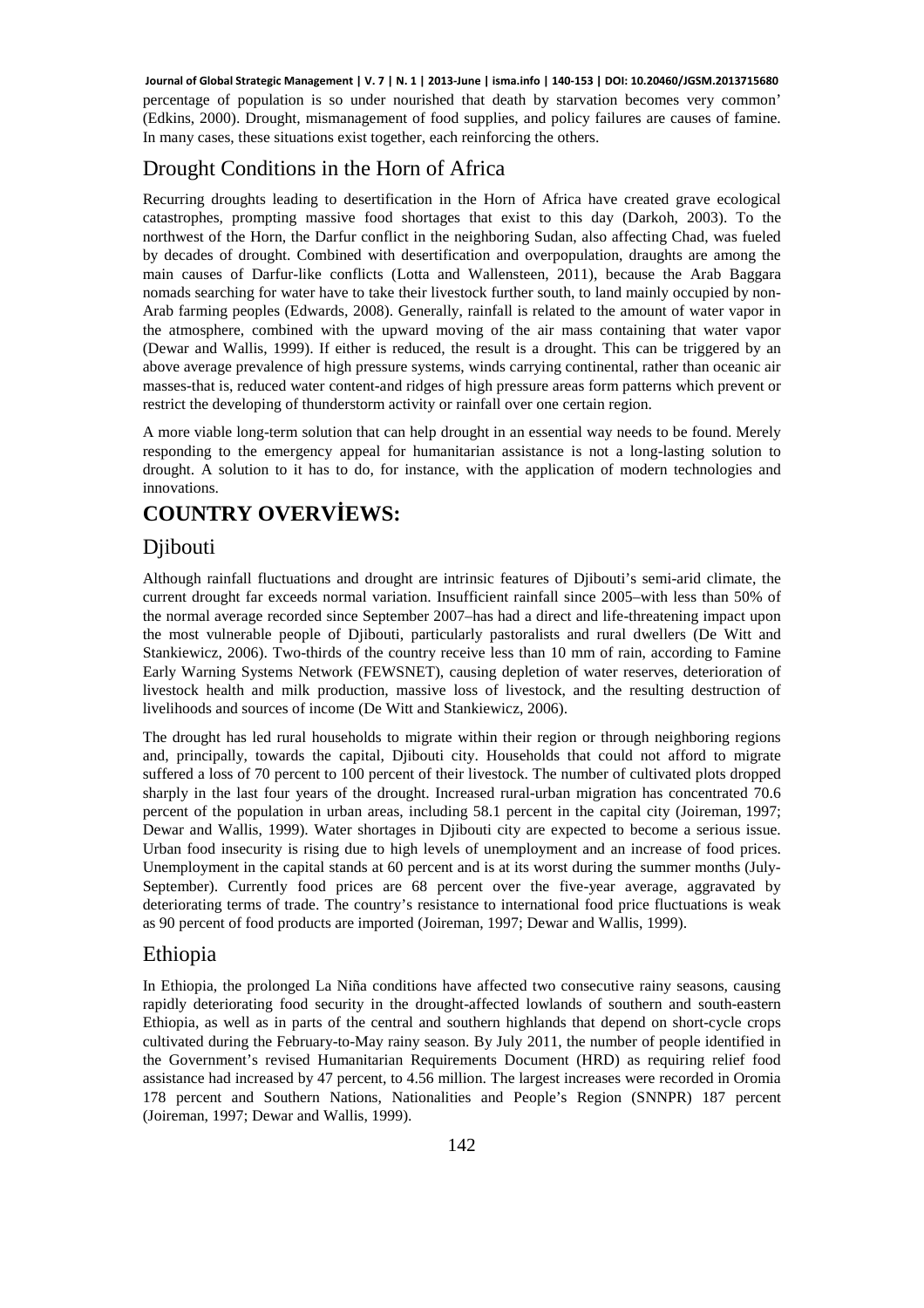percentage of population is so under nourished that death by starvation becomes very common' (Edkins, 2000). Drought, mismanagement of food supplies, and policy failures are causes of famine. In many cases, these situations exist together, each reinforcing the others.

## Drought Conditions in the Horn of Africa

Recurring droughts leading to desertification in the Horn of Africa have created grave ecological catastrophes, prompting massive food shortages that exist to this day (Darkoh, 2003). To the northwest of the Horn, the Darfur conflict in the neighboring Sudan, also affecting Chad, was fueled by decades of drought. Combined with desertification and overpopulation, draughts are among the main causes of Darfur-like conflicts (Lotta and Wallensteen, 2011), because the Arab Baggara nomads searching for water have to take their livestock further south, to land mainly occupied by non-Arab farming peoples (Edwards, 2008). Generally, rainfall is related to the amount of water vapor in the atmosphere, combined with the upward moving of the air mass containing that water vapor (Dewar and Wallis, 1999). If either is reduced, the result is a drought. This can be triggered by an above average prevalence of high pressure systems, winds carrying continental, rather than oceanic air masses-that is, reduced water content-and ridges of high pressure areas form patterns which prevent or restrict the developing of thunderstorm activity or rainfall over one certain region.

A more viable long-term solution that can help drought in an essential way needs to be found. Merely responding to the emergency appeal for humanitarian assistance is not a long-lasting solution to drought. A solution to it has to do, for instance, with the application of modern technologies and innovations.

# COUNTRY OVERVİEWS:

## Djibouti

Although rainfall fluctuations and drought are intrinsic features of Djibouti's semi-arid climate, the current drought far exceeds normal variation. Insufficient rainfall since 2005–with less than 50% of the normal average recorded since September 2007–has had a direct and life-threatening impact upon the most vulnerable people of Djibouti, particularly pastoralists and rural dwellers (De Witt and Stankiewicz, 2006). Two-thirds of the country receive less than 10 mm of rain, according to Famine Early Warning Systems Network (FEWSNET), causing depletion of water reserves, deterioration of livestock health and milk production, massive loss of livestock, and the resulting destruction of livelihoods and sources of income (De Witt and Stankiewicz, 2006).

The drought has led rural households to migrate within their region or through neighboring regions and, principally, towards the capital, Djibouti city. Households that could not afford to migrate suffered a loss of 70 percent to 100 percent of their livestock. The number of cultivated plots dropped sharply in the last four years of the drought. Increased rural-urban migration has concentrated 70.6 percent of the population in urban areas, including 58.1 percent in the capital city (Joireman, 1997; Dewar and Wallis, 1999). Water shortages in Djibouti city are expected to become a serious issue. Urban food insecurity is rising due to high levels of unemployment and an increase of food prices. Unemployment in the capital stands at 60 percent and is at its worst during the summer months (July-September). Currently food prices are 68 percent over the five-year average, aggravated by deteriorating terms of trade. The country's resistance to international food price fluctuations is weak as 90 percent of food products are imported (Joireman, 1997; Dewar and Wallis, 1999).

## Ethiopia

In Ethiopia, the prolonged La Niña conditions have affected two consecutive rainy seasons, causing rapidly deteriorating food security in the drought-affected lowlands of southern and south-eastern Ethiopia, as well as in parts of the central and southern highlands that depend on short-cycle crops cultivated during the February-to-May rainy season. By July 2011, the number of people identified in the Government's revised Humanitarian Requirements Document (HRD) as requiring relief food assistance had increased by 47 percent, to 4.56 million. The largest increases were recorded in Oromia 178 percent and Southern Nations, Nationalities and People's Region (SNNPR) 187 percent (Joireman, 1997; Dewar and Wallis, 1999).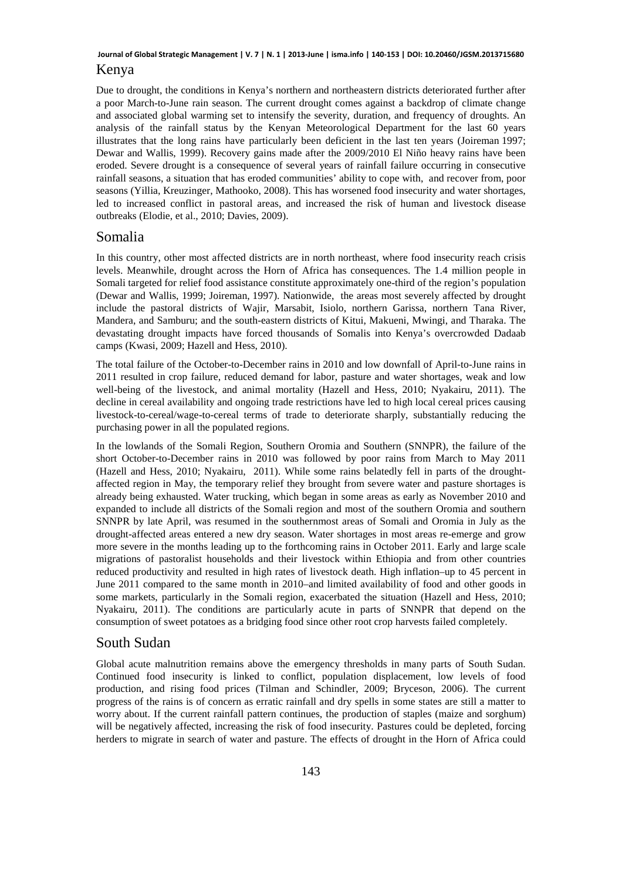## Kenya

Due to drought, the conditions in Kenya's northern and northeastern districts deteriorated further after a poor March-to-June rain season. The current drought comes against a backdrop of climate change and associated global warming set to intensify the severity, duration, and frequency of droughts. An analysis of the rainfall status by the Kenyan Meteorological Department for the last 60 years illustrates that the long rains have particularly been deficient in the last ten years (Joireman 1997; Dewar and Wallis, 1999). Recovery gains made after the 2009/2010 El Niño heavy rains have been eroded. Severe drought is a consequence of several years of rainfall failure occurring in consecutive rainfall seasons, a situation that has eroded communities' ability to cope with, and recover from, poor seasons (Yillia, Kreuzinger, Mathooko, 2008). This has worsened food insecurity and water shortages, led to increased conflict in pastoral areas, and increased the risk of human and livestock disease outbreaks (Elodie, et al., 2010; Davies, 2009).

## Somalia

In this country, other most affected districts are in north northeast, where food insecurity reach crisis levels. Meanwhile, drought across the Horn of Africa has consequences. The 1.4 million people in Somali targeted for relief food assistance constitute approximately one-third of the region's population (Dewar and Wallis, 1999; Joireman, 1997). Nationwide, the areas most severely affected by drought include the pastoral districts of Wajir, Marsabit, Isiolo, northern Garissa, northern Tana River, Mandera, and Samburu; and the south-eastern districts of Kitui, Makueni, Mwingi, and Tharaka. The devastating drought impacts have forced thousands of Somalis into Kenya's overcrowded Dadaab camps (Kwasi, 2009; Hazell and Hess, 2010).

The total failure of the October-to-December rains in 2010 and low downfall of April-to-June rains in 2011 resulted in crop failure, reduced demand for labor, pasture and water shortages, weak and low well-being of the livestock, and animal mortality (Hazell and Hess, 2010; Nyakairu, 2011). The decline in cereal availability and ongoing trade restrictions have led to high local cereal prices causing livestock-to-cereal/wage-to-cereal terms of trade to deteriorate sharply, substantially reducing the purchasing power in all the populated regions.

In the lowlands of the Somali Region, Southern Oromia and Southern (SNNPR), the failure of the short October-to-December rains in 2010 was followed by poor rains from March to May 2011 (Hazell and Hess, 2010; Nyakairu, 2011). While some rains belatedly fell in parts of the drought-affected region in May, the temporary relief they brought from severe water and pasture shortages is already being exhausted. Water trucking, which began in some areas as early as November 2010 and expanded to include all districts of the Somali region and most of the southern Oromia and southern SNNPR by late April, was resumed in the southernmost areas of Somali and Oromia in July as the drought-affected areas entered a new dry season. Water shortages in most areas re-emerge and grow more severe in the months leading up to the forthcoming rains in October 2011. Early and large scale migrations of pastoralist households and their livestock within Ethiopia and from other countries reduced productivity and resulted in high rates of livestock death. High inflation–up to 45 percent in June 2011 compared to the same month in 2010–and limited availability of food and other goods in some markets, particularly in the Somali region, exacerbated the situation (Hazell and Hess, 2010; Nyakairu, 2011). The conditions are particularly acute in parts of SNNPR that depend on the consumption of sweet potatoes as a bridging food since other root crop harvests failed completely.

## South Sudan

Global acute malnutrition remains above the emergency thresholds in many parts of South Sudan. Continued food insecurity is linked to conflict, population displacement, low levels of food production, and rising food prices (Tilman and Schindler, 2009; Bryceson, 2006). The current progress of the rains is of concern as erratic rainfall and dry spells in some states are still a matter to worry about. If the current rainfall pattern continues, the production of staples (maize and sorghum) will be negatively affected, increasing the risk of food insecurity. Pastures could be depleted, forcing herders to migrate in search of water and pasture. The effects of drought in the Horn of Africa could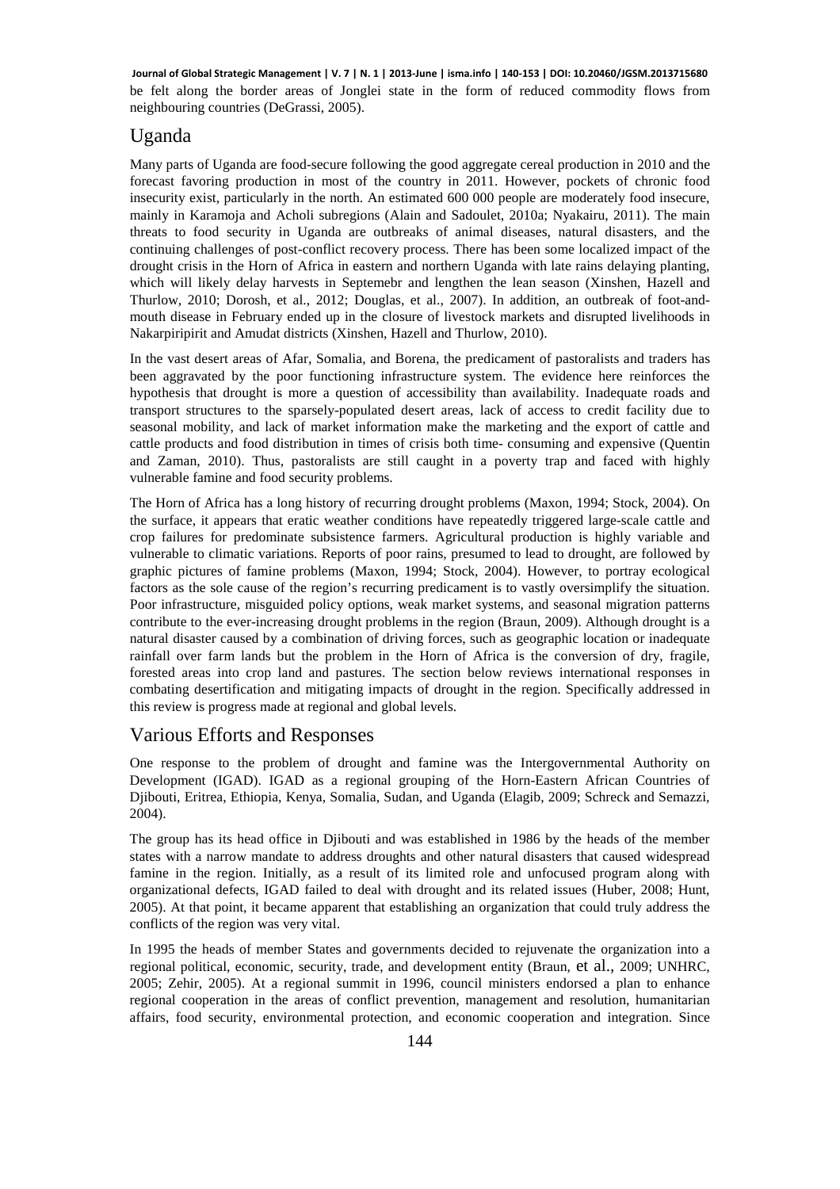be felt along the border areas of Jonglei state in the form of reduced commodity flows from neighbouring countries (DeGrassi, 2005).

## Uganda

Many parts of Uganda are food-secure following the good aggregate cereal production in 2010 and the forecast favoring production in most of the country in 2011. However, pockets of chronic food insecurity exist, particularly in the north. An estimated 600 000 people are moderately food insecure, mainly in Karamoja and Acholi subregions (Alain and Sadoulet, 2010a; Nyakairu, 2011). The main threats to food security in Uganda are outbreaks of animal diseases, natural disasters, and the continuing challenges of post-conflict recovery process. There has been some localized impact of the drought crisis in the Horn of Africa in eastern and northern Uganda with late rains delaying planting, which will likely delay harvests in Septemebr and lengthen the lean season (Xinshen, Hazell and Thurlow, 2010; Dorosh, et al., 2012; Douglas, et al., 2007). In addition, an outbreak of foot-and-mouth disease in February ended up in the closure of livestock markets and disrupted livelihoods in Nakarpiripirit and Amudat districts (Xinshen, Hazell and Thurlow, 2010).

In the vast desert areas of Afar, Somalia, and Borena, the predicament of pastoralists and traders has been aggravated by the poor functioning infrastructure system. The evidence here reinforces the hypothesis that drought is more a question of accessibility than availability. Inadequate roads and transport structures to the sparsely-populated desert areas, lack of access to credit facility due to seasonal mobility, and lack of market information make the marketing and the export of cattle and cattle products and food distribution in times of crisis both time- consuming and expensive (Quentin and Zaman, 2010). Thus, pastoralists are still caught in a poverty trap and faced with highly vulnerable famine and food security problems.

The Horn of Africa has a long history of recurring drought problems (Maxon, 1994; Stock, 2004). On the surface, it appears that eratic weather conditions have repeatedly triggered large-scale cattle and crop failures for predominate subsistence farmers. Agricultural production is highly variable and vulnerable to climatic variations. Reports of poor rains, presumed to lead to drought, are followed by graphic pictures of famine problems (Maxon, 1994; Stock, 2004). However, to portray ecological factors as the sole cause of the region's recurring predicament is to vastly oversimplify the situation. Poor infrastructure, misguided policy options, weak market systems, and seasonal migration patterns contribute to the ever-increasing drought problems in the region (Braun, 2009). Although drought is a natural disaster caused by a combination of driving forces, such as geographic location or inadequate rainfall over farm lands but the problem in the Horn of Africa is the conversion of dry, fragile, forested areas into crop land and pastures. The section below reviews international responses in combating desertification and mitigating impacts of drought in the region. Specifically addressed in this review is progress made at regional and global levels.

## Various Efforts and Responses

One response to the problem of drought and famine was the Intergovernmental Authority on Development (IGAD). IGAD as a regional grouping of the Horn-Eastern African Countries of Djibouti, Eritrea, Ethiopia, Kenya, Somalia, Sudan, and Uganda (Elagib, 2009; Schreck and Semazzi, 2004).

The group has its head office in Djibouti and was established in 1986 by the heads of the member states with a narrow mandate to address droughts and other natural disasters that caused widespread famine in the region. Initially, as a result of its limited role and unfocused program along with organizational defects, IGAD failed to deal with drought and its related issues (Huber, 2008; Hunt, 2005). At that point, it became apparent that establishing an organization that could truly address the conflicts of the region was very vital.

In 1995 the heads of member States and governments decided to rejuvenate the organization into a regional political, economic, security, trade, and development entity (Braun, et al., 2009; UNHRC, 2005; Zehir, 2005). At a regional summit in 1996, council ministers endorsed a plan to enhance regional cooperation in the areas of conflict prevention, management and resolution, humanitarian affairs, food security, environmental protection, and economic cooperation and integration. Since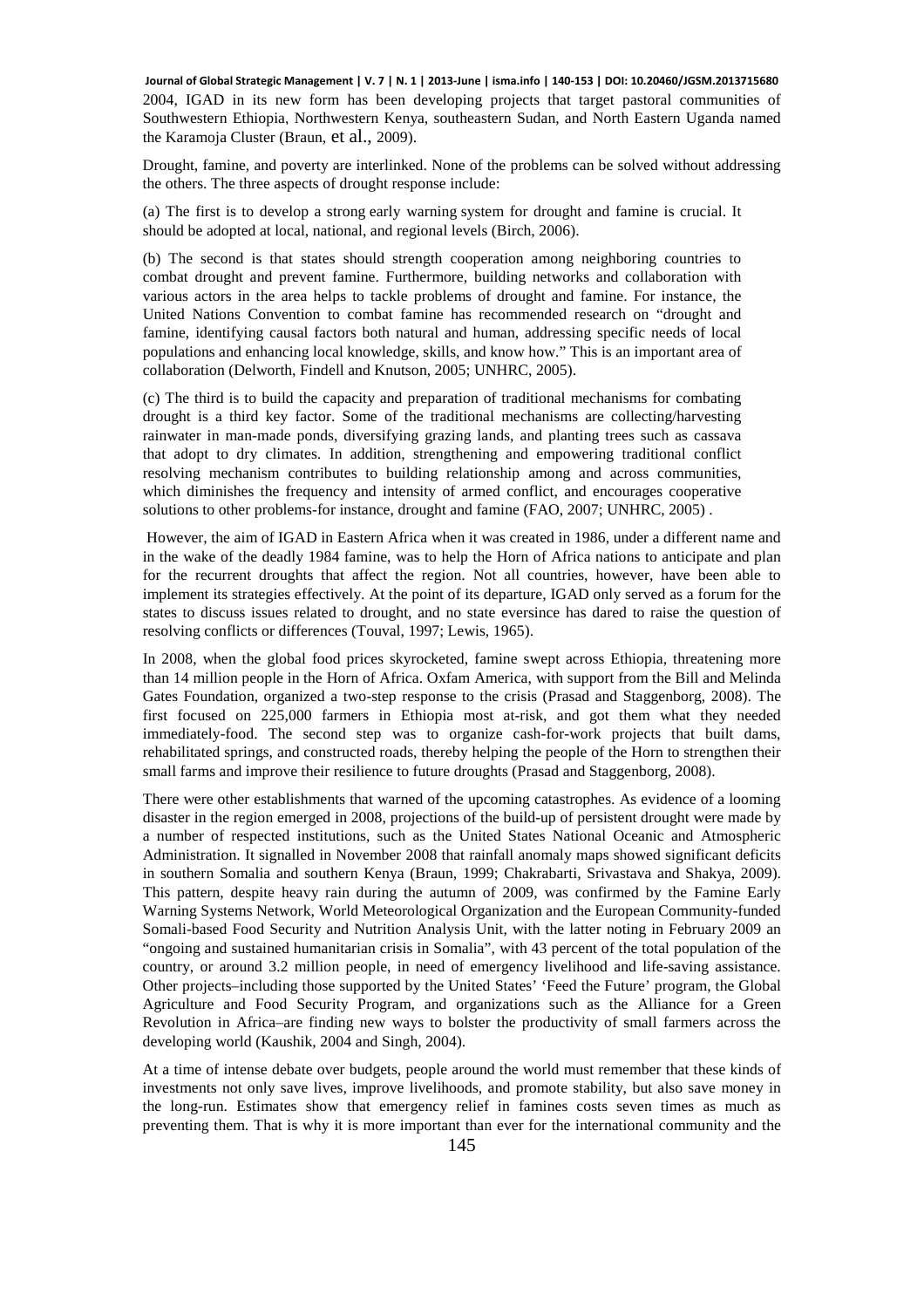2004, IGAD in its new form has been developing projects that target pastoral communities of Southwestern Ethiopia, Northwestern Kenya, southeastern Sudan, and North Eastern Uganda named the Karamoja Cluster (Braun, et al., 2009).

Drought, famine, and poverty are interlinked. None of the problems can be solved without addressing the others. The three aspects of drought response include:

(a) The first is to develop a strong early warning system for drought and famine is crucial. It should be adopted at local, national, and regional levels (Birch, 2006).

(b) The second is that states should strength cooperation among neighboring countries to combat drought and prevent famine. Furthermore, building networks and collaboration with various actors in the area helps to tackle problems of drought and famine. For instance, the United Nations Convention to combat famine has recommended research on "drought and famine, identifying causal factors both natural and human, addressing specific needs of local populations and enhancing local knowledge, skills, and know how." This is an important area of collaboration (Delworth, Findell and Knutson, 2005; UNHRC, 2005).

(c) The third is to build the capacity and preparation of traditional mechanisms for combating drought is a third key factor. Some of the traditional mechanisms are collecting/harvesting rainwater in man-made ponds, diversifying grazing lands, and planting trees such as cassava that adopt to dry climates. In addition, strengthening and empowering traditional conflict resolving mechanism contributes to building relationship among and across communities, which diminishes the frequency and intensity of armed conflict, and encourages cooperative solutions to other problems-for instance, drought and famine (FAO, 2007; UNHRC, 2005) .

However, the aim of IGAD in Eastern Africa when it was created in 1986, under a different name and in the wake of the deadly 1984 famine, was to help the Horn of Africa nations to anticipate and plan for the recurrent droughts that affect the region. Not all countries, however, have been able to implement its strategies effectively. At the point of its departure, IGAD only served as a forum for the states to discuss issues related to drought, and no state eversince has dared to raise the question of resolving conflicts or differences (Touval, 1997; Lewis, 1965).

In 2008, when the global food prices skyrocketed, famine swept across Ethiopia, threatening more than 14 million people in the Horn of Africa. Oxfam America, with support from the Bill and Melinda Gates Foundation, organized a two-step response to the crisis (Prasad and Staggenborg, 2008). The first focused on 225,000 farmers in Ethiopia most at-risk, and got them what they needed immediately-food. The second step was to organize cash-for-work projects that built dams, rehabilitated springs, and constructed roads, thereby helping the people of the Horn to strengthen their small farms and improve their resilience to future droughts (Prasad and Staggenborg, 2008).

There were other establishments that warned of the upcoming catastrophes. As evidence of a looming disaster in the region emerged in 2008, projections of the build-up of persistent drought were made by a number of respected institutions, such as the United States National Oceanic and Atmospheric Administration. It signalled in November 2008 that rainfall anomaly maps showed significant deficits in southern Somalia and southern Kenya (Braun, 1999; Chakrabarti, Srivastava and Shakya, 2009). This pattern, despite heavy rain during the autumn of 2009, was confirmed by the Famine Early Warning Systems Network, World Meteorological Organization and the European Community-funded Somali-based Food Security and Nutrition Analysis Unit, with the latter noting in February 2009 an "ongoing and sustained humanitarian crisis in Somalia", with 43 percent of the total population of the country, or around 3.2 million people, in need of emergency livelihood and life-saving assistance. Other projects–including those supported by the United States' 'Feed the Future' program, the Global Agriculture and Food Security Program, and organizations such as the Alliance for a Green Revolution in Africa–are finding new ways to bolster the productivity of small farmers across the developing world (Kaushik, 2004 and Singh, 2004).

At a time of intense debate over budgets, people around the world must remember that these kinds of investments not only save lives, improve livelihoods, and promote stability, but also save money in the long-run. Estimates show that emergency relief in famines costs seven times as much as preventing them. That is why it is more important than ever for the international community and the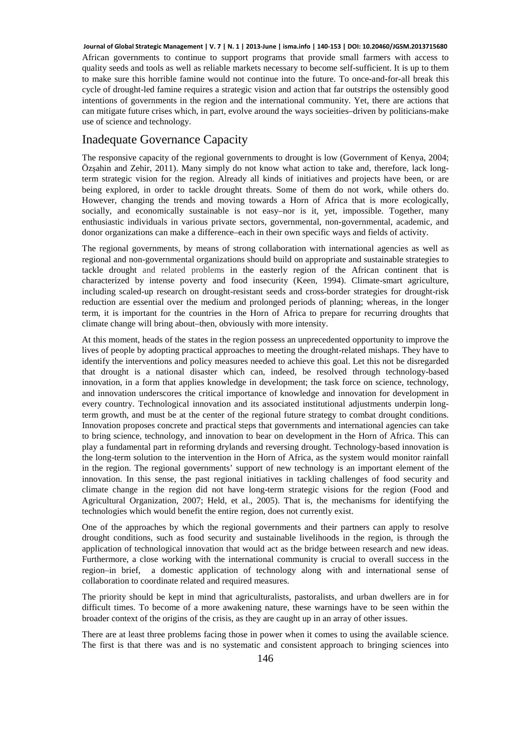African governments to continue to support programs that provide small farmers with access to quality seeds and tools as well as reliable markets necessary to become self-sufficient. It is up to them to make sure this horrible famine would not continue into the future. To once-and-for-all break this cycle of drought-led famine requires a strategic vision and action that far outstrips the ostensibly good intentions of governments in the region and the international community. Yet, there are actions that can mitigate future crises which, in part, evolve around the ways socieities–driven by politicians-make use of science and technology.

## Inadequate Governance Capacity

The responsive capacity of the regional governments to drought is low (Government of Kenya, 2004; Özşahin and Zehir, 2011). Many simply do not know what action to take and, therefore, lack long-term strategic vision for the region. Already all kinds of initiatives and projects have been, or are being explored, in order to tackle drought threats. Some of them do not work, while others do. However, changing the trends and moving towards a Horn of Africa that is more ecologically, socially, and economically sustainable is not easy–nor is it, yet, impossible. Together, many enthusiastic individuals in various private sectors, governmental, non-governmental, academic, and donor organizations can make a difference–each in their own specific ways and fields of activity.

The regional governments, by means of strong collaboration with international agencies as well as regional and non-governmental organizations should build on appropriate and sustainable strategies to tackle drought and related problems in the easterly region of the African continent that is characterized by intense poverty and food insecurity (Keen, 1994). Climate-smart agriculture, including scaled-up research on drought-resistant seeds and cross-border strategies for drought-risk reduction are essential over the medium and prolonged periods of planning; whereas, in the longer term, it is important for the countries in the Horn of Africa to prepare for recurring droughts that climate change will bring about–then, obviously with more intensity.

At this moment, heads of the states in the region possess an unprecedented opportunity to improve the lives of people by adopting practical approaches to meeting the drought-related mishaps. They have to identify the interventions and policy measures needed to achieve this goal. Let this not be disregarded that drought is a national disaster which can, indeed, be resolved through technology-based innovation, in a form that applies knowledge in development; the task force on science, technology, and innovation underscores the critical importance of knowledge and innovation for development in every country. Technological innovation and its associated institutional adjustments underpin long-term growth, and must be at the center of the regional future strategy to combat drought conditions. Innovation proposes concrete and practical steps that governments and international agencies can take to bring science, technology, and innovation to bear on development in the Horn of Africa. This can play a fundamental part in reforming drylands and reversing drought. Technology-based innovation is the long-term solution to the intervention in the Horn of Africa, as the system would monitor rainfall in the region. The regional governments' support of new technology is an important element of the innovation. In this sense, the past regional initiatives in tackling challenges of food security and climate change in the region did not have long-term strategic visions for the region (Food and Agricultural Organization, 2007; Held, et al., 2005). That is, the mechanisms for identifying the technologies which would benefit the entire region, does not currently exist.

One of the approaches by which the regional governments and their partners can apply to resolve drought conditions, such as food security and sustainable livelihoods in the region, is through the application of technological innovation that would act as the bridge between research and new ideas. Furthermore, a close working with the international community is crucial to overall success in the region–in brief, a domestic application of technology along with and international sense of collaboration to coordinate related and required measures.

The priority should be kept in mind that agriculturalists, pastoralists, and urban dwellers are in for difficult times. To become of a more awakening nature, these warnings have to be seen within the broader context of the origins of the crisis, as they are caught up in an array of other issues.

There are at least three problems facing those in power when it comes to using the available science. The first is that there was and is no systematic and consistent approach to bringing sciences into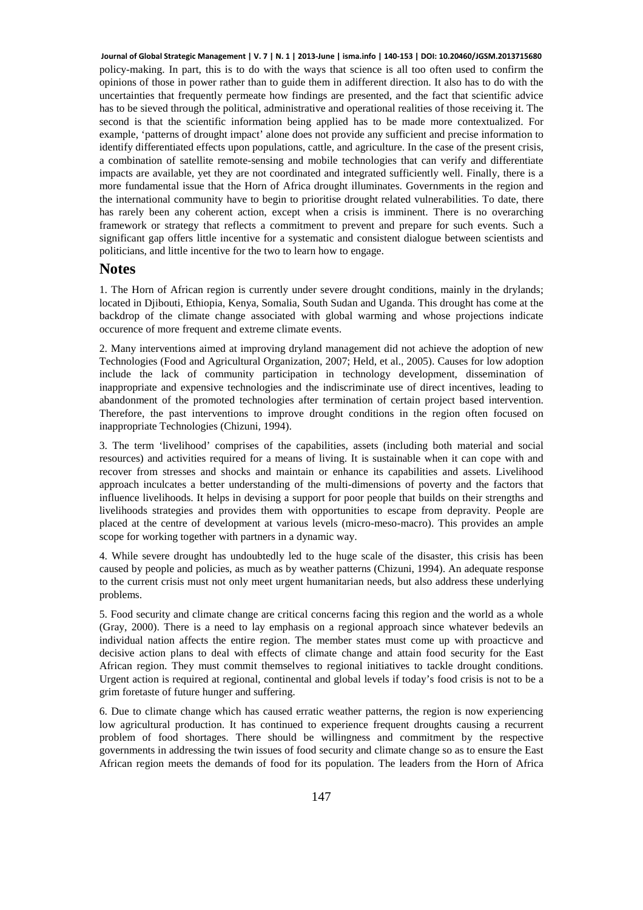policy-making. In part, this is to do with the ways that science is all too often used to confirm the opinions of those in power rather than to guide them in adifferent direction. It also has to do with the uncertainties that frequently permeate how findings are presented, and the fact that scientific advice has to be sieved through the political, administrative and operational realities of those receiving it. The second is that the scientific information being applied has to be made more contextualized. For example, 'patterns of drought impact' alone does not provide any sufficient and precise information to identify differentiated effects upon populations, cattle, and agriculture. In the case of the present crisis, a combination of satellite remote-sensing and mobile technologies that can verify and differentiate impacts are available, yet they are not coordinated and integrated sufficiently well. Finally, there is a more fundamental issue that the Horn of Africa drought illuminates. Governments in the region and the international community have to begin to prioritise drought related vulnerabilities. To date, there has rarely been any coherent action, except when a crisis is imminent. There is no overarching framework or strategy that reflects a commitment to prevent and prepare for such events. Such a significant gap offers little incentive for a systematic and consistent dialogue between scientists and politicians, and little incentive for the two to learn how to engage.

## Notes

1. The Horn of African region is currently under severe drought conditions, mainly in the drylands; located in Djibouti, Ethiopia, Kenya, Somalia, South Sudan and Uganda. This drought has come at the backdrop of the climate change associated with global warming and whose projections indicate occurence of more frequent and extreme climate events.

2. Many interventions aimed at improving dryland management did not achieve the adoption of new Technologies (Food and Agricultural Organization, 2007; Held, et al., 2005). Causes for low adoption include the lack of community participation in technology development, dissemination of inappropriate and expensive technologies and the indiscriminate use of direct incentives, leading to abandonment of the promoted technologies after termination of certain project based intervention. Therefore, the past interventions to improve drought conditions in the region often focused on inappropriate Technologies (Chizuni, 1994).

3. The term 'livelihood' comprises of the capabilities, assets (including both material and social resources) and activities required for a means of living. It is sustainable when it can cope with and recover from stresses and shocks and maintain or enhance its capabilities and assets. Livelihood approach inculcates a better understanding of the multi-dimensions of poverty and the factors that influence livelihoods. It helps in devising a support for poor people that builds on their strengths and livelihoods strategies and provides them with opportunities to escape from depravity. People are placed at the centre of development at various levels (micro-meso-macro). This provides an ample scope for working together with partners in a dynamic way.

4. While severe drought has undoubtedly led to the huge scale of the disaster, this crisis has been caused by people and policies, as much as by weather patterns (Chizuni, 1994). An adequate response to the current crisis must not only meet urgent humanitarian needs, but also address these underlying problems.

5. Food security and climate change are critical concerns facing this region and the world as a whole (Gray, 2000). There is a need to lay emphasis on a regional approach since whatever bedevils an individual nation affects the entire region. The member states must come up with proacticve and decisive action plans to deal with effects of climate change and attain food security for the East African region. They must commit themselves to regional initiatives to tackle drought conditions. Urgent action is required at regional, continental and global levels if today's food crisis is not to be a grim foretaste of future hunger and suffering.

6. Due to climate change which has caused erratic weather patterns, the region is now experiencing low agricultural production. It has continued to experience frequent droughts causing a recurrent problem of food shortages. There should be willingness and commitment by the respective governments in addressing the twin issues of food security and climate change so as to ensure the East African region meets the demands of food for its population. The leaders from the Horn of Africa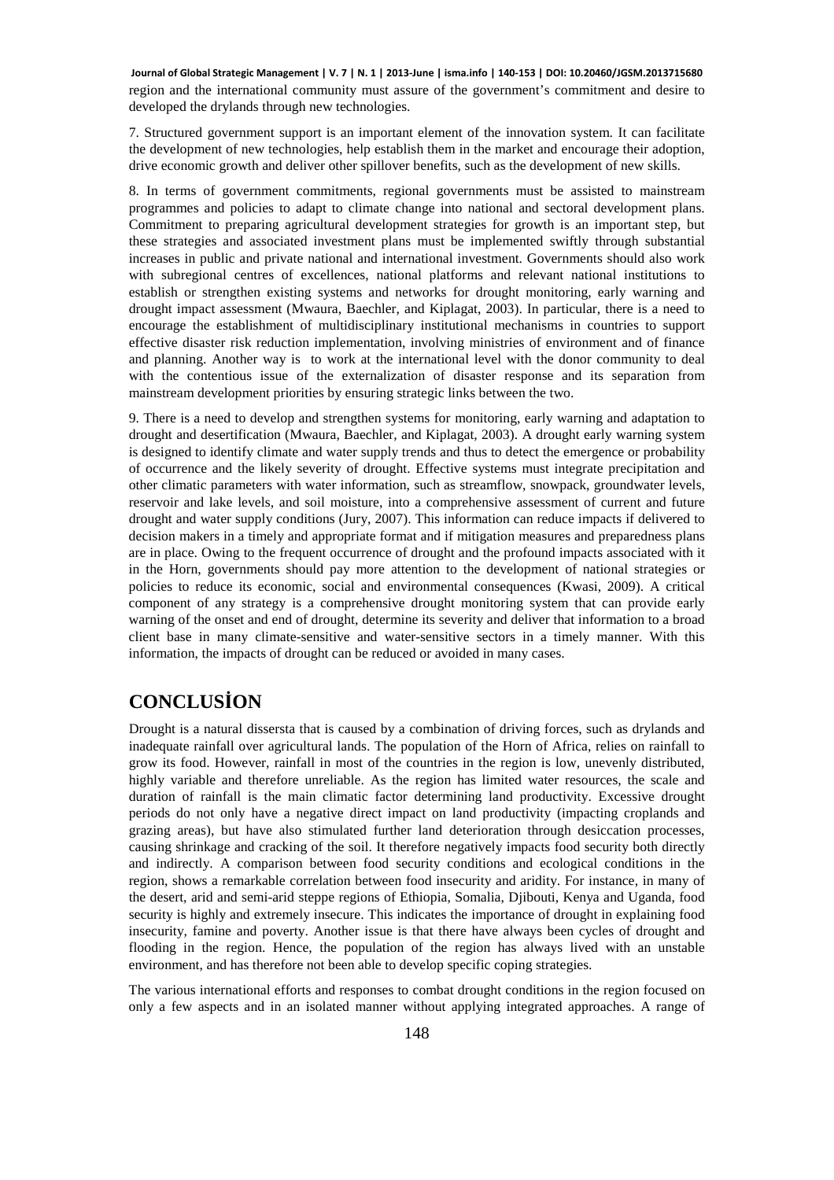region and the international community must assure of the government's commitment and desire to developed the drylands through new technologies.

7. Structured government support is an important element of the innovation system. It can facilitate the development of new technologies, help establish them in the market and encourage their adoption, drive economic growth and deliver other spillover benefits, such as the development of new skills.

8. In terms of government commitments, regional governments must be assisted to mainstream programmes and policies to adapt to climate change into national and sectoral development plans. Commitment to preparing agricultural development strategies for growth is an important step, but these strategies and associated investment plans must be implemented swiftly through substantial increases in public and private national and international investment. Governments should also work with subregional centres of excellences, national platforms and relevant national institutions to establish or strengthen existing systems and networks for drought monitoring, early warning and drought impact assessment (Mwaura, Baechler, and Kiplagat, 2003). In particular, there is a need to encourage the establishment of multidisciplinary institutional mechanisms in countries to support effective disaster risk reduction implementation, involving ministries of environment and of finance and planning. Another way is to work at the international level with the donor community to deal with the contentious issue of the externalization of disaster response and its separation from mainstream development priorities by ensuring strategic links between the two.

9. There is a need to develop and strengthen systems for monitoring, early warning and adaptation to drought and desertification (Mwaura, Baechler, and Kiplagat, 2003). A drought early warning system is designed to identify climate and water supply trends and thus to detect the emergence or probability of occurrence and the likely severity of drought. Effective systems must integrate precipitation and other climatic parameters with water information, such as streamflow, snowpack, groundwater levels, reservoir and lake levels, and soil moisture, into a comprehensive assessment of current and future drought and water supply conditions (Jury, 2007). This information can reduce impacts if delivered to decision makers in a timely and appropriate format and if mitigation measures and preparedness plans are in place. Owing to the frequent occurrence of drought and the profound impacts associated with it in the Horn, governments should pay more attention to the development of national strategies or policies to reduce its economic, social and environmental consequences (Kwasi, 2009). A critical component of any strategy is a comprehensive drought monitoring system that can provide early warning of the onset and end of drought, determine its severity and deliver that information to a broad client base in many climate-sensitive and water-sensitive sectors in a timely manner. With this information, the impacts of drought can be reduced or avoided in many cases.

## CONCLUSİON

Drought is a natural dissersta that is caused by a combination of driving forces, such as drylands and inadequate rainfall over agricultural lands. The population of the Horn of Africa, relies on rainfall to grow its food. However, rainfall in most of the countries in the region is low, unevenly distributed, highly variable and therefore unreliable. As the region has limited water resources, the scale and duration of rainfall is the main climatic factor determining land productivity. Excessive drought periods do not only have a negative direct impact on land productivity (impacting croplands and grazing areas), but have also stimulated further land deterioration through desiccation processes, causing shrinkage and cracking of the soil. It therefore negatively impacts food security both directly and indirectly. A comparison between food security conditions and ecological conditions in the region, shows a remarkable correlation between food insecurity and aridity. For instance, in many of the desert, arid and semi-arid steppe regions of Ethiopia, Somalia, Djibouti, Kenya and Uganda, food security is highly and extremely insecure. This indicates the importance of drought in explaining food insecurity, famine and poverty. Another issue is that there have always been cycles of drought and flooding in the region. Hence, the population of the region has always lived with an unstable environment, and has therefore not been able to develop specific coping strategies.

The various international efforts and responses to combat drought conditions in the region focused on only a few aspects and in an isolated manner without applying integrated approaches. A range of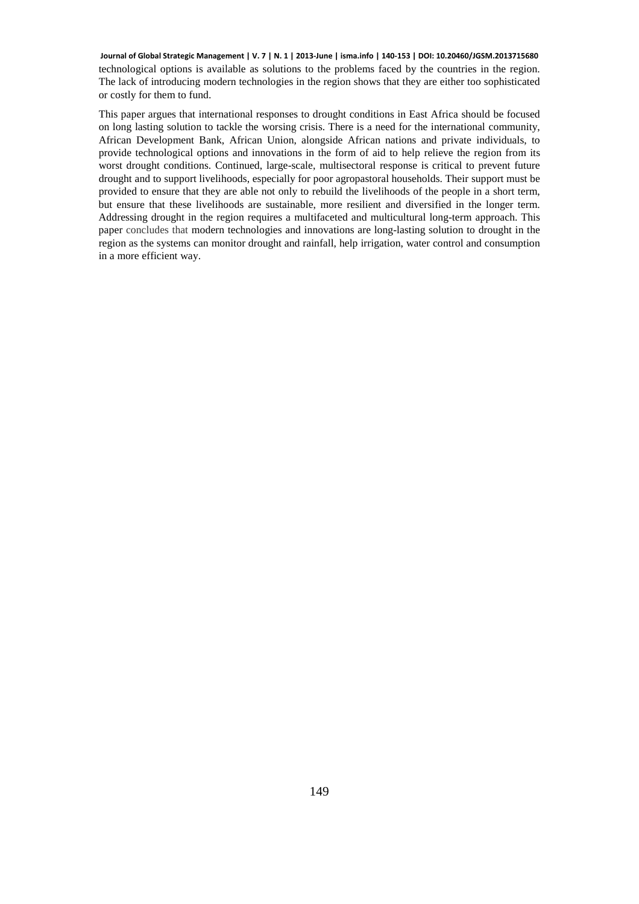technological options is available as solutions to the problems faced by the countries in the region. The lack of introducing modern technologies in the region shows that they are either too sophisticated or costly for them to fund.

This paper argues that international responses to drought conditions in East Africa should be focused on long lasting solution to tackle the worsing crisis. There is a need for the international community, African Development Bank, African Union, alongside African nations and private individuals, to provide technological options and innovations in the form of aid to help relieve the region from its worst drought conditions. Continued, large-scale, multisectoral response is critical to prevent future drought and to support livelihoods, especially for poor agropastoral households. Their support must be provided to ensure that they are able not only to rebuild the livelihoods of the people in a short term, but ensure that these livelihoods are sustainable, more resilient and diversified in the longer term. Addressing drought in the region requires a multifaceted and multicultural long-term approach. This paper concludes that modern technologies and innovations are long-lasting solution to drought in the region as the systems can monitor drought and rainfall, help irrigation, water control and consumption in a more efficient way.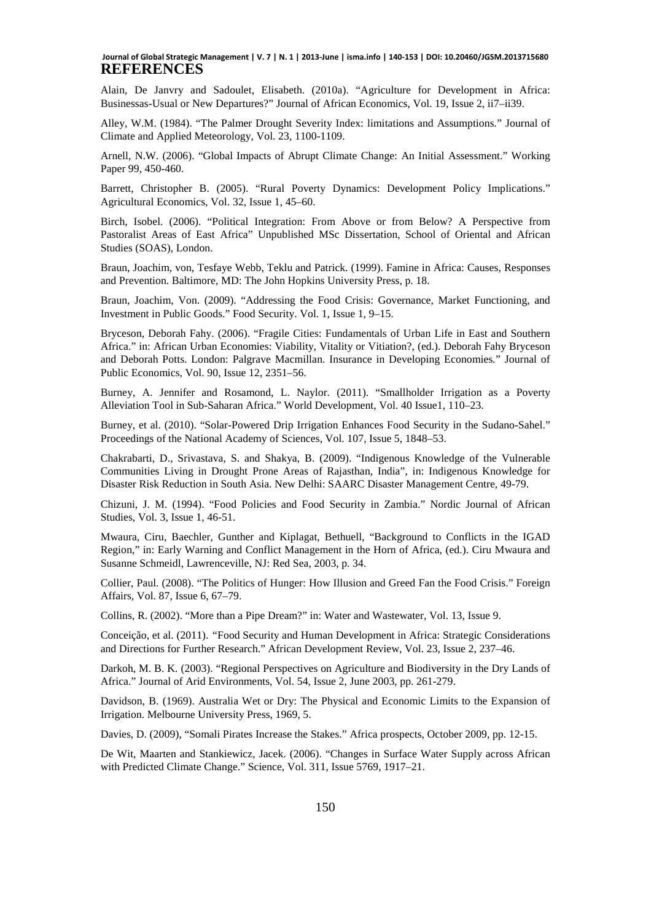# REFERENCES

Alain, De Janvry and Sadoulet, Elisabeth. (2010a). "Agriculture for Development in Africa: Businessas-Usual or New Departures?" Journal of African Economics, Vol. 19, Issue 2, ii7–ii39.

Alley, W.M. (1984). "The Palmer Drought Severity Index: limitations and Assumptions." Journal of Climate and Applied Meteorology, Vol. 23, 1100-1109.

Arnell, N.W. (2006). "Global Impacts of Abrupt Climate Change: An Initial Assessment." Working Paper 99, 450-460.

Barrett, Christopher B. (2005). "Rural Poverty Dynamics: Development Policy Implications." Agricultural Economics, Vol. 32, Issue 1, 45–60.

Birch, Isobel. (2006). "Political Integration: From Above or from Below? A Perspective from Pastoralist Areas of East Africa" Unpublished MSc Dissertation, School of Oriental and African Studies (SOAS), London.

Braun, Joachim, von, Tesfaye Webb, Teklu and Patrick. (1999). Famine in Africa: Causes, Responses and Prevention. Baltimore, MD: The John Hopkins University Press, p. 18.

Braun, Joachim, Von. (2009). "Addressing the Food Crisis: Governance, Market Functioning, and Investment in Public Goods." Food Security. Vol. 1, Issue 1, 9–15.

Bryceson, Deborah Fahy. (2006). "Fragile Cities: Fundamentals of Urban Life in East and Southern Africa." in: African Urban Economies: Viability, Vitality or Vitiation?, (ed.). Deborah Fahy Bryceson and Deborah Potts. London: Palgrave Macmillan. Insurance in Developing Economies." Journal of Public Economics, Vol. 90, Issue 12, 2351–56.

Burney, A. Jennifer and Rosamond, L. Naylor. (2011). "Smallholder Irrigation as a Poverty Alleviation Tool in Sub-Saharan Africa." World Development, Vol. 40 Issue1, 110–23.

Burney, et al. (2010). "Solar-Powered Drip Irrigation Enhances Food Security in the Sudano-Sahel." Proceedings of the National Academy of Sciences, Vol. 107, Issue 5, 1848–53.

Chakrabarti, D., Srivastava, S. and Shakya, B. (2009). "Indigenous Knowledge of the Vulnerable Communities Living in Drought Prone Areas of Rajasthan, India", in: Indigenous Knowledge for Disaster Risk Reduction in South Asia. New Delhi: SAARC Disaster Management Centre, 49-79.

Chizuni, J. M. (1994). "Food Policies and Food Security in Zambia." Nordic Journal of African Studies, Vol. 3, Issue 1, 46-51.

Mwaura, Ciru, Baechler, Gunther and Kiplagat, Bethuell, "Background to Conflicts in the IGAD Region," in: Early Warning and Conflict Management in the Horn of Africa, (ed.). Ciru Mwaura and Susanne Schmeidl, Lawrenceville, NJ: Red Sea, 2003, p. 34.

Collier, Paul. (2008). "The Politics of Hunger: How Illusion and Greed Fan the Food Crisis." Foreign Affairs, Vol. 87, Issue 6, 67–79.

Collins, R. (2002). "More than a Pipe Dream?" in: Water and Wastewater, Vol. 13, Issue 9.

Conceição, et al. (2011). "Food Security and Human Development in Africa: Strategic Considerations and Directions for Further Research." African Development Review, Vol. 23, Issue 2, 237–46.

Darkoh, M. B. K. (2003). "Regional Perspectives on Agriculture and Biodiversity in the Dry Lands of Africa." Journal of Arid Environments, Vol. 54, Issue 2, June 2003, pp. 261-279.

Davidson, B. (1969). Australia Wet or Dry: The Physical and Economic Limits to the Expansion of Irrigation. Melbourne University Press, 1969, 5.

Davies, D. (2009), "Somali Pirates Increase the Stakes." Africa prospects, October 2009, pp. 12-15.

De Wit, Maarten and Stankiewicz, Jacek. (2006). "Changes in Surface Water Supply across African with Predicted Climate Change." Science, Vol. 311, Issue 5769, 1917–21.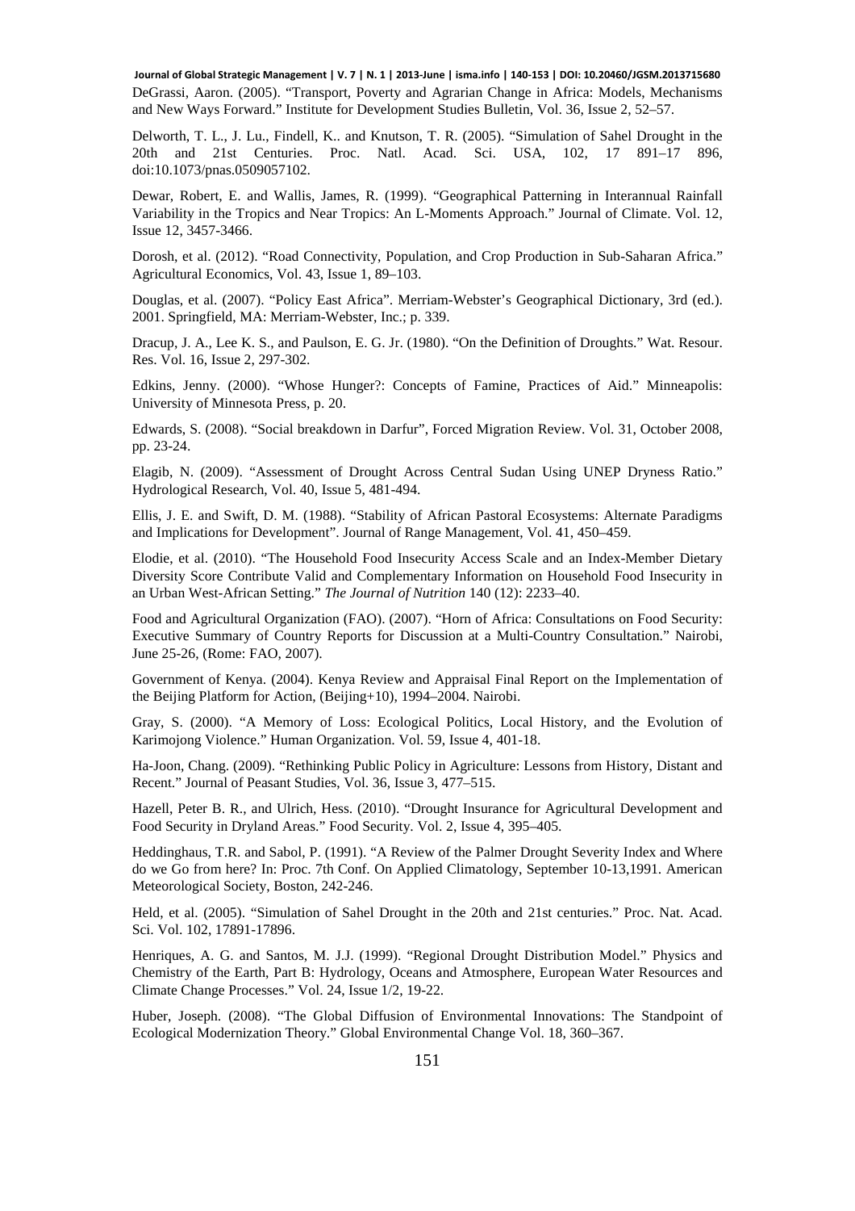DeGrassi, Aaron. (2005). "Transport, Poverty and Agrarian Change in Africa: Models, Mechanisms and New Ways Forward." Institute for Development Studies Bulletin, Vol. 36, Issue 2, 52–57.

Delworth, T. L., J. Lu., Findell, K.. and Knutson, T. R. (2005). "Simulation of Sahel Drought in the 20th and 21st Centuries. Proc. Natl. Acad. Sci. USA, 102, 17 891–17 896, doi:10.1073/pnas.0509057102.

Dewar, Robert, E. and Wallis, James, R. (1999). "Geographical Patterning in Interannual Rainfall Variability in the Tropics and Near Tropics: An L-Moments Approach." Journal of Climate. Vol. 12, Issue 12, 3457-3466.

Dorosh, et al. (2012). "Road Connectivity, Population, and Crop Production in Sub-Saharan Africa." Agricultural Economics, Vol. 43, Issue 1, 89–103.

Douglas, et al. (2007). "Policy East Africa". Merriam-Webster's Geographical Dictionary, 3rd (ed.). 2001. Springfield, MA: Merriam-Webster, Inc.; p. 339.

Dracup, J. A., Lee K. S., and Paulson, E. G. Jr. (1980). "On the Definition of Droughts." Wat. Resour. Res. Vol. 16, Issue 2, 297-302.

Edkins, Jenny. (2000). "Whose Hunger?: Concepts of Famine, Practices of Aid." Minneapolis: University of Minnesota Press, p. 20.

Edwards, S. (2008). "Social breakdown in Darfur", Forced Migration Review. Vol. 31, October 2008, pp. 23-24.

Elagib, N. (2009). "Assessment of Drought Across Central Sudan Using UNEP Dryness Ratio." Hydrological Research, Vol. 40, Issue 5, 481-494.

Ellis, J. E. and Swift, D. M. (1988). "Stability of African Pastoral Ecosystems: Alternate Paradigms and Implications for Development". Journal of Range Management, Vol. 41, 450–459.

Elodie, et al. (2010). "The Household Food Insecurity Access Scale and an Index-Member Dietary Diversity Score Contribute Valid and Complementary Information on Household Food Insecurity in an Urban West-African Setting." *The Journal of Nutrition* 140 (12): 2233–40.

Food and Agricultural Organization (FAO). (2007). "Horn of Africa: Consultations on Food Security: Executive Summary of Country Reports for Discussion at a Multi-Country Consultation." Nairobi, June 25-26, (Rome: FAO, 2007).

Government of Kenya. (2004). Kenya Review and Appraisal Final Report on the Implementation of the Beijing Platform for Action, (Beijing+10), 1994–2004. Nairobi.

Gray, S. (2000). "A Memory of Loss: Ecological Politics, Local History, and the Evolution of Karimojong Violence." Human Organization. Vol. 59, Issue 4, 401-18.

Ha-Joon, Chang. (2009). "Rethinking Public Policy in Agriculture: Lessons from History, Distant and Recent." Journal of Peasant Studies, Vol. 36, Issue 3, 477–515.

Hazell, Peter B. R., and Ulrich, Hess. (2010). "Drought Insurance for Agricultural Development and Food Security in Dryland Areas." Food Security. Vol. 2, Issue 4, 395–405.

Heddinghaus, T.R. and Sabol, P. (1991). "A Review of the Palmer Drought Severity Index and Where do we Go from here? In: Proc. 7th Conf. On Applied Climatology, September 10-13,1991. American Meteorological Society, Boston, 242-246.

Held, et al. (2005). "Simulation of Sahel Drought in the 20th and 21st centuries." Proc. Nat. Acad. Sci. Vol. 102, 17891-17896.

Henriques, A. G. and Santos, M. J.J. (1999). "Regional Drought Distribution Model." Physics and Chemistry of the Earth, Part B: Hydrology, Oceans and Atmosphere, European Water Resources and Climate Change Processes." Vol. 24, Issue 1/2, 19-22.

Huber, Joseph. (2008). "The Global Diffusion of Environmental Innovations: The Standpoint of Ecological Modernization Theory." Global Environmental Change Vol. 18, 360–367.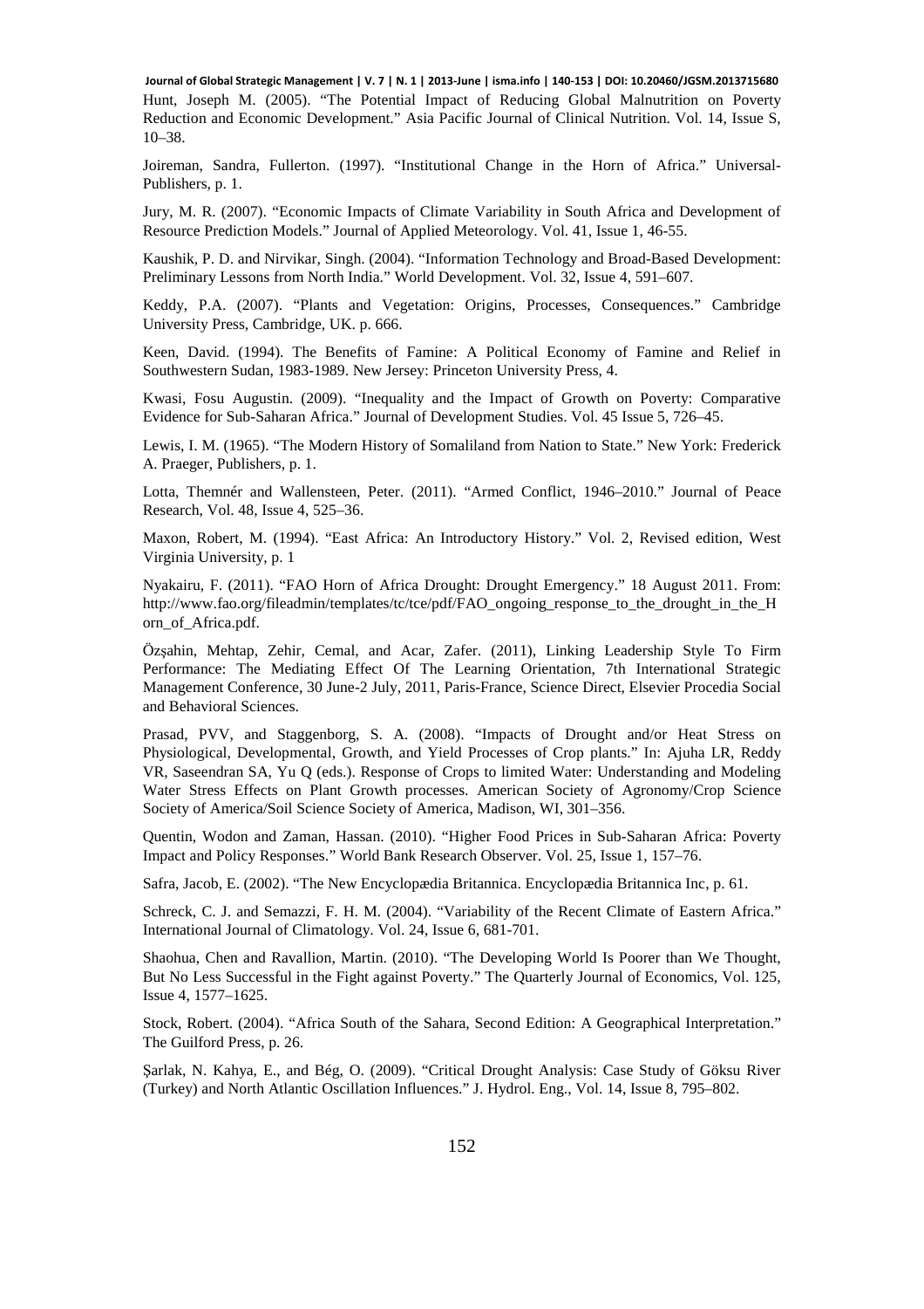Hunt, Joseph M. (2005). "The Potential Impact of Reducing Global Malnutrition on Poverty Reduction and Economic Development." Asia Pacific Journal of Clinical Nutrition. Vol. 14, Issue S, 10–38.

Joireman, Sandra, Fullerton. (1997). "Institutional Change in the Horn of Africa." Universal-Publishers, p. 1.

Jury, M. R. (2007). "Economic Impacts of Climate Variability in South Africa and Development of Resource Prediction Models." Journal of Applied Meteorology. Vol. 41, Issue 1, 46-55.

Kaushik, P. D. and Nirvikar, Singh. (2004). "Information Technology and Broad-Based Development: Preliminary Lessons from North India." World Development. Vol. 32, Issue 4, 591–607.

Keddy, P.A. (2007). "Plants and Vegetation: Origins, Processes, Consequences." Cambridge University Press, Cambridge, UK. p. 666.

Keen, David. (1994). The Benefits of Famine: A Political Economy of Famine and Relief in Southwestern Sudan, 1983-1989. New Jersey: Princeton University Press, 4.

Kwasi, Fosu Augustin. (2009). "Inequality and the Impact of Growth on Poverty: Comparative Evidence for Sub-Saharan Africa." Journal of Development Studies. Vol. 45 Issue 5, 726–45.

Lewis, I. M. (1965). "The Modern History of Somaliland from Nation to State." New York: Frederick A. Praeger, Publishers, p. 1.

Lotta, Themnér and Wallensteen, Peter. (2011). "Armed Conflict, 1946–2010." Journal of Peace Research, Vol. 48, Issue 4, 525–36.

Maxon, Robert, M. (1994). "East Africa: An Introductory History." Vol. 2, Revised edition, West Virginia University, p. 1

Nyakairu, F. (2011). "FAO Horn of Africa Drought: Drought Emergency." 18 August 2011. From: http://www.fao.org/fileadmin/templates/tc/tce/pdf/FAO_ongoing_response_to_the_drought_in_the_Horn_of_Africa.pdf.

Özşahin, Mehtap, Zehir, Cemal, and Acar, Zafer. (2011), Linking Leadership Style To Firm Performance: The Mediating Effect Of The Learning Orientation, 7th International Strategic Management Conference, 30 June-2 July, 2011, Paris-France, Science Direct, Elsevier Procedia Social and Behavioral Sciences.

Prasad, PVV, and Staggenborg, S. A. (2008). "Impacts of Drought and/or Heat Stress on Physiological, Developmental, Growth, and Yield Processes of Crop plants." In: Ajuha LR, Reddy VR, Saseendran SA, Yu Q (eds.). Response of Crops to limited Water: Understanding and Modeling Water Stress Effects on Plant Growth processes. American Society of Agronomy/Crop Science Society of America/Soil Science Society of America, Madison, WI, 301–356.

Quentin, Wodon and Zaman, Hassan. (2010). "Higher Food Prices in Sub-Saharan Africa: Poverty Impact and Policy Responses." World Bank Research Observer. Vol. 25, Issue 1, 157–76.

Safra, Jacob, E. (2002). "The New Encyclopædia Britannica. Encyclopædia Britannica Inc, p. 61.

Schreck, C. J. and Semazzi, F. H. M. (2004). "Variability of the Recent Climate of Eastern Africa." International Journal of Climatology. Vol. 24, Issue 6, 681-701.

Shaohua, Chen and Ravallion, Martin. (2010). "The Developing World Is Poorer than We Thought, But No Less Successful in the Fight against Poverty." The Quarterly Journal of Economics, Vol. 125, Issue 4, 1577–1625.

Stock, Robert. (2004). "Africa South of the Sahara, Second Edition: A Geographical Interpretation." The Guilford Press, p. 26.

Şarlak, N. Kahya, E., and Bég, O. (2009). "Critical Drought Analysis: Case Study of Göksu River (Turkey) and North Atlantic Oscillation Influences." J. Hydrol. Eng., Vol. 14, Issue 8, 795–802.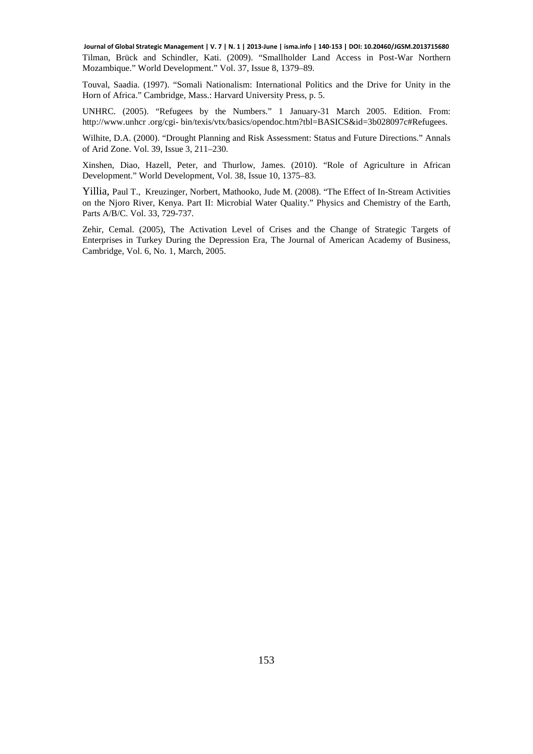Tilman, Brück and Schindler, Kati. (2009). "Smallholder Land Access in Post-War Northern Mozambique." World Development." Vol. 37, Issue 8, 1379–89.

Touval, Saadia. (1997). "Somali Nationalism: International Politics and the Drive for Unity in the Horn of Africa." Cambridge, Mass.: Harvard University Press, p. 5.

UNHRC. (2005). "Refugees by the Numbers." 1 January-31 March 2005. Edition. From: http://www.unhcr .org/cgi- bin/texis/vtx/basics/opendoc.htm?tbl=BASICS&id=3b028097c#Refugees.

Wilhite, D.A. (2000). "Drought Planning and Risk Assessment: Status and Future Directions." Annals of Arid Zone. Vol. 39, Issue 3, 211–230.

Xinshen, Diao, Hazell, Peter, and Thurlow, James. (2010). "Role of Agriculture in African Development." World Development, Vol. 38, Issue 10, 1375–83.

Yillia, Paul T., Kreuzinger, Norbert, Mathooko, Jude M. (2008). "The Effect of In-Stream Activities on the Njoro River, Kenya. Part II: Microbial Water Quality." Physics and Chemistry of the Earth, Parts A/B/C. Vol. 33, 729-737.

Zehir, Cemal. (2005), The Activation Level of Crises and the Change of Strategic Targets of Enterprises in Turkey During the Depression Era, The Journal of American Academy of Business, Cambridge, Vol. 6, No. 1, March, 2005.